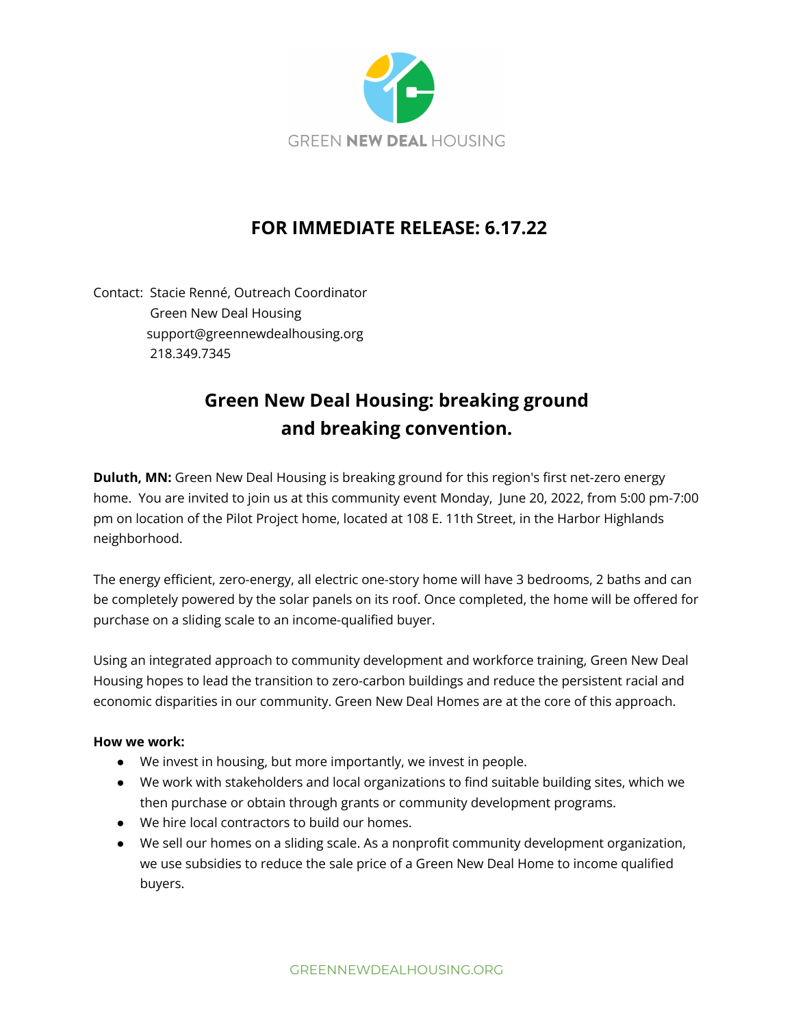GREEN **NEW DEAL** HOUSING

## FOR IMMEDIATE RELEASE: 6.17.22

Contact: Stacie Renné, Outreach Coordinator
Green New Deal Housing
support@greennewdealhousing.org
218.349.7345

# Green New Deal Housing: breaking ground and breaking convention.

**Duluth, MN:** Green New Deal Housing is breaking ground for this region's first net-zero energy home. You are invited to join us at this community event Monday, June 20, 2022, from 5:00 pm-7:00 pm on location of the Pilot Project home, located at 108 E. 11th Street, in the Harbor Highlands neighborhood.

The energy efficient, zero-energy, all electric one-story home will have 3 bedrooms, 2 baths and can be completely powered by the solar panels on its roof. Once completed, the home will be offered for purchase on a sliding scale to an income-qualified buyer.

Using an integrated approach to community development and workforce training, Green New Deal Housing hopes to lead the transition to zero-carbon buildings and reduce the persistent racial and economic disparities in our community. Green New Deal Homes are at the core of this approach.

**How we work:**

- We invest in housing, but more importantly, we invest in people.
- We work with stakeholders and local organizations to find suitable building sites, which we then purchase or obtain through grants or community development programs.
- We hire local contractors to build our homes.
- We sell our homes on a sliding scale. As a nonprofit community development organization, we use subsidies to reduce the sale price of a Green New Deal Home to income qualified buyers.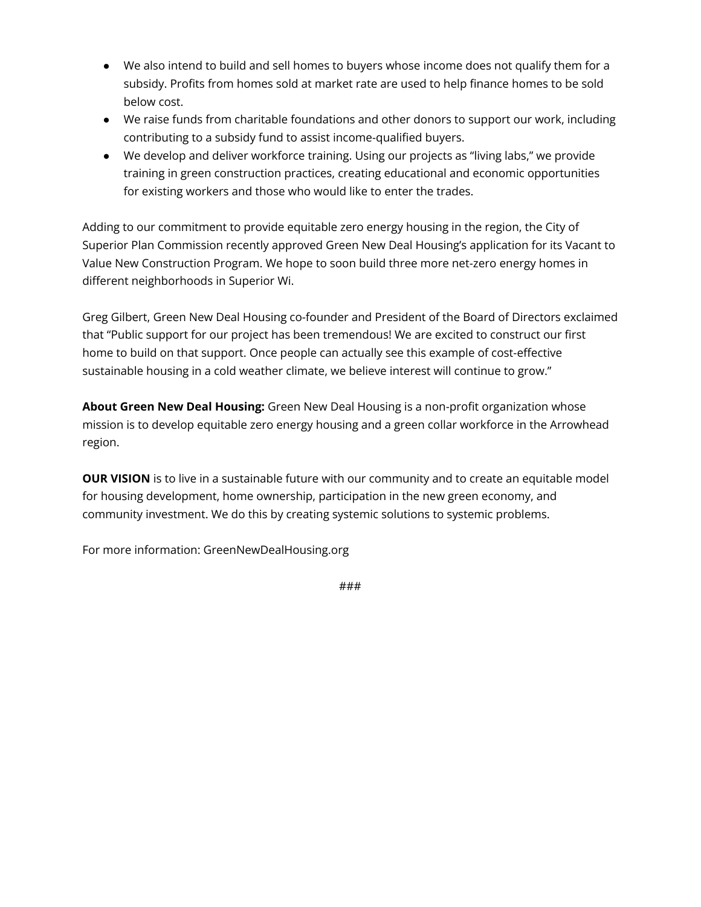- We also intend to build and sell homes to buyers whose income does not qualify them for a subsidy. Profits from homes sold at market rate are used to help finance homes to be sold below cost.
- We raise funds from charitable foundations and other donors to support our work, including contributing to a subsidy fund to assist income-qualified buyers.
- We develop and deliver workforce training. Using our projects as "living labs," we provide training in green construction practices, creating educational and economic opportunities for existing workers and those who would like to enter the trades.

Adding to our commitment to provide equitable zero energy housing in the region, the City of Superior Plan Commission recently approved Green New Deal Housing's application for its Vacant to Value New Construction Program. We hope to soon build three more net-zero energy homes in different neighborhoods in Superior Wi.

Greg Gilbert, Green New Deal Housing co-founder and President of the Board of Directors exclaimed that "Public support for our project has been tremendous! We are excited to construct our first home to build on that support. Once people can actually see this example of cost-effective sustainable housing in a cold weather climate, we believe interest will continue to grow."

**About Green New Deal Housing:** Green New Deal Housing is a non-profit organization whose mission is to develop equitable zero energy housing and a green collar workforce in the Arrowhead region.

**OUR VISION** is to live in a sustainable future with our community and to create an equitable model for housing development, home ownership, participation in the new green economy, and community investment. We do this by creating systemic solutions to systemic problems.

For more information: GreenNewDealHousing.org

###